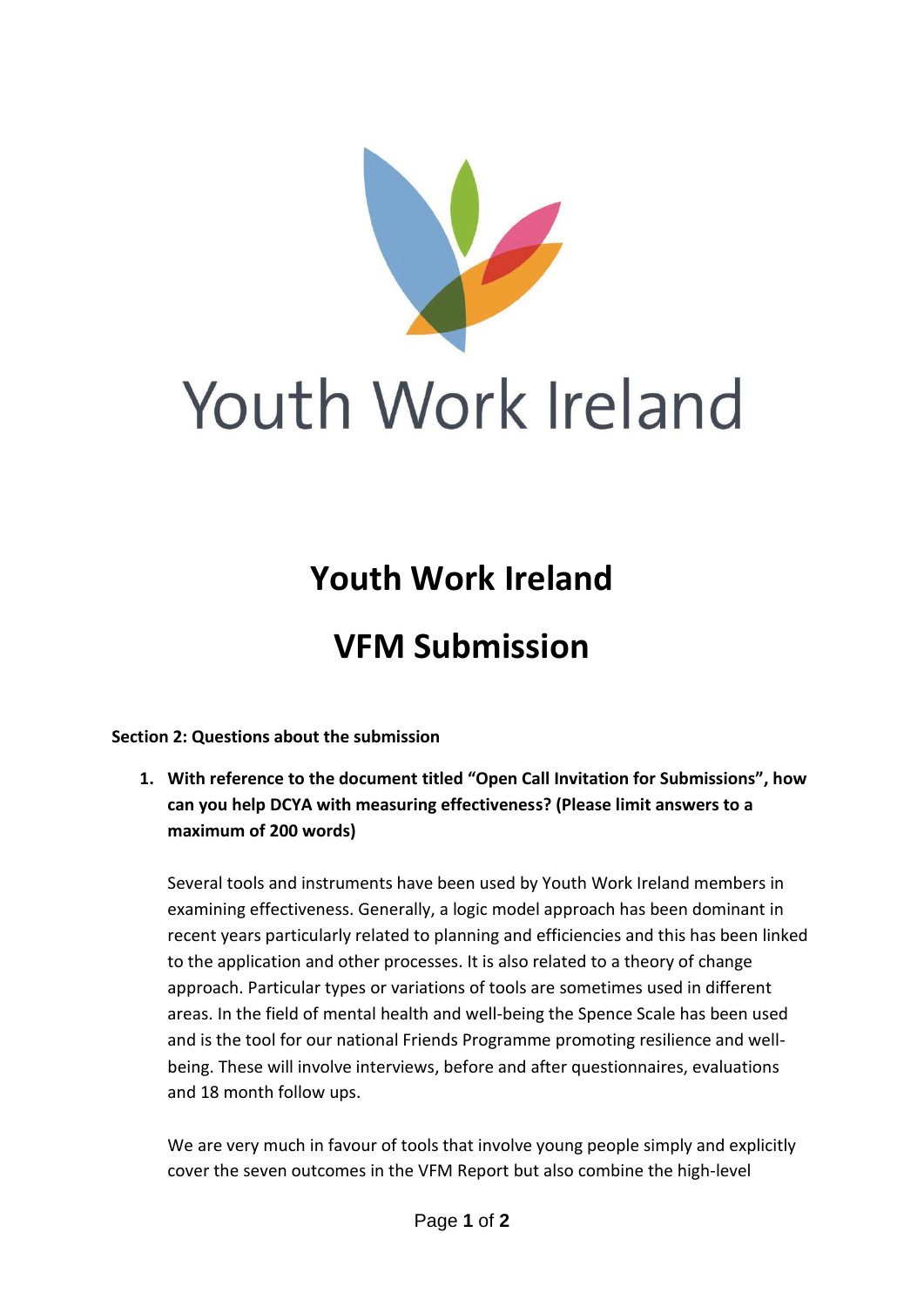Youth Work Ireland

# Youth Work Ireland

# VFM Submission

**Section 2: Questions about the submission**

1. **With reference to the document titled "Open Call Invitation for Submissions", how can you help DCYA with measuring effectiveness? (Please limit answers to a maximum of 200 words)**

   Several tools and instruments have been used by Youth Work Ireland members in examining effectiveness. Generally, a logic model approach has been dominant in recent years particularly related to planning and efficiencies and this has been linked to the application and other processes. It is also related to a theory of change approach. Particular types or variations of tools are sometimes used in different areas. In the field of mental health and well-being the Spence Scale has been used and is the tool for our national Friends Programme promoting resilience and well-being. These will involve interviews, before and after questionnaires, evaluations and 18 month follow ups.

   We are very much in favour of tools that involve young people simply and explicitly cover the seven outcomes in the VFM Report but also combine the high-level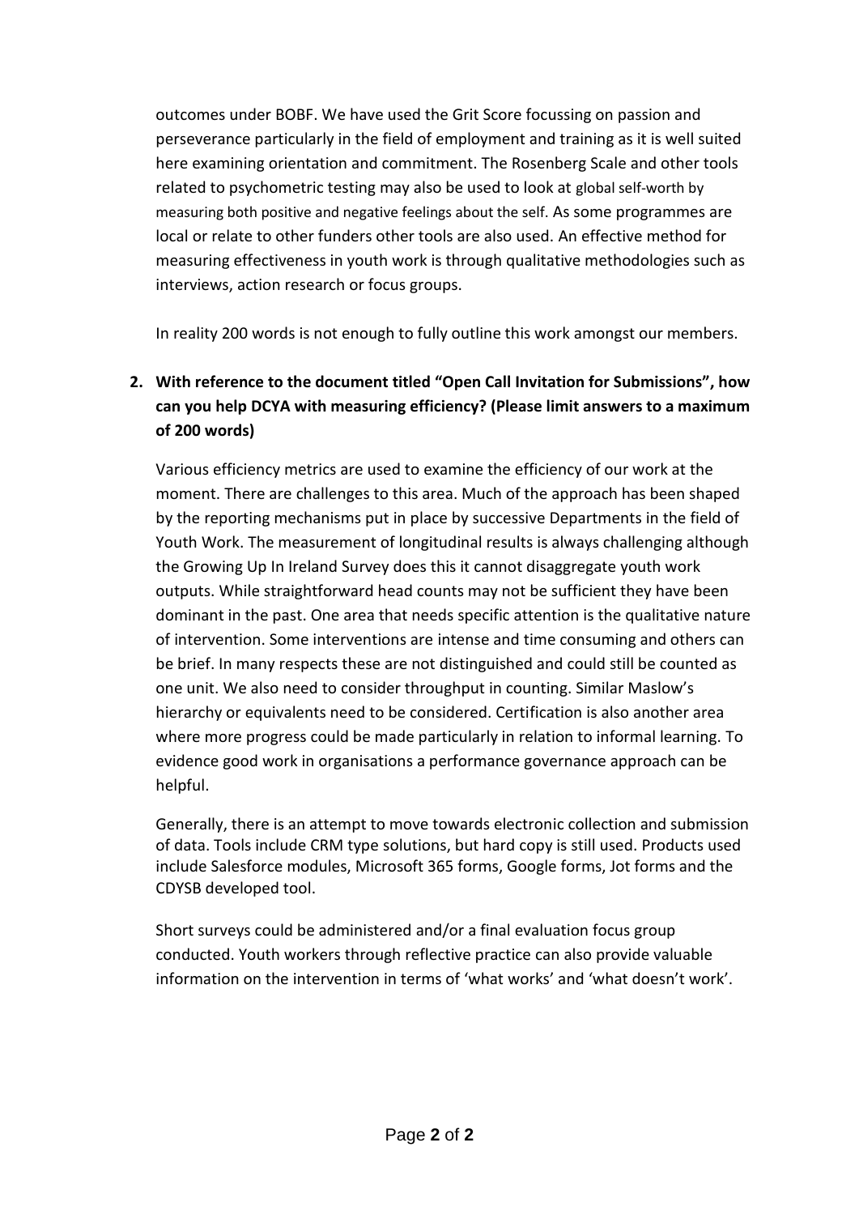outcomes under BOBF. We have used the Grit Score focussing on passion and perseverance particularly in the field of employment and training as it is well suited here examining orientation and commitment. The Rosenberg Scale and other tools related to psychometric testing may also be used to look at global self-worth by measuring both positive and negative feelings about the self. As some programmes are local or relate to other funders other tools are also used. An effective method for measuring effectiveness in youth work is through qualitative methodologies such as interviews, action research or focus groups.

In reality 200 words is not enough to fully outline this work amongst our members.

2. **With reference to the document titled "Open Call Invitation for Submissions", how can you help DCYA with measuring efficiency? (Please limit answers to a maximum of 200 words)**

   Various efficiency metrics are used to examine the efficiency of our work at the moment. There are challenges to this area. Much of the approach has been shaped by the reporting mechanisms put in place by successive Departments in the field of Youth Work. The measurement of longitudinal results is always challenging although the Growing Up In Ireland Survey does this it cannot disaggregate youth work outputs. While straightforward head counts may not be sufficient they have been dominant in the past. One area that needs specific attention is the qualitative nature of intervention. Some interventions are intense and time consuming and others can be brief. In many respects these are not distinguished and could still be counted as one unit. We also need to consider throughput in counting. Similar Maslow's hierarchy or equivalents need to be considered. Certification is also another area where more progress could be made particularly in relation to informal learning. To evidence good work in organisations a performance governance approach can be helpful.

   Generally, there is an attempt to move towards electronic collection and submission of data. Tools include CRM type solutions, but hard copy is still used. Products used include Salesforce modules, Microsoft 365 forms, Google forms, Jot forms and the CDYSB developed tool.

   Short surveys could be administered and/or a final evaluation focus group conducted. Youth workers through reflective practice can also provide valuable information on the intervention in terms of 'what works' and 'what doesn't work'.